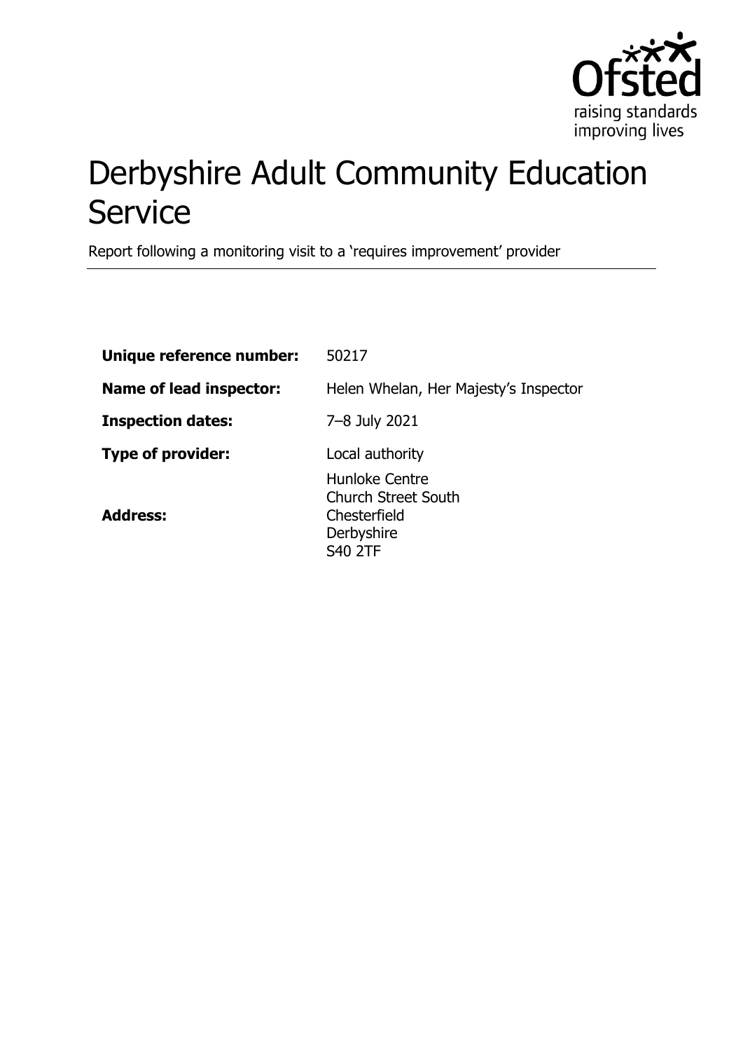# Derbyshire Adult Community Education Service

Report following a monitoring visit to a 'requires improvement' provider

| | |
|---|---|
| **Unique reference number:** | 50217 |
| **Name of lead inspector:** | Helen Whelan, Her Majesty's Inspector |
| **Inspection dates:** | 7–8 July 2021 |
| **Type of provider:** | Local authority |
| **Address:** | Hunloke Centre<br>Church Street South<br>Chesterfield<br>Derbyshire<br>S40 2TF |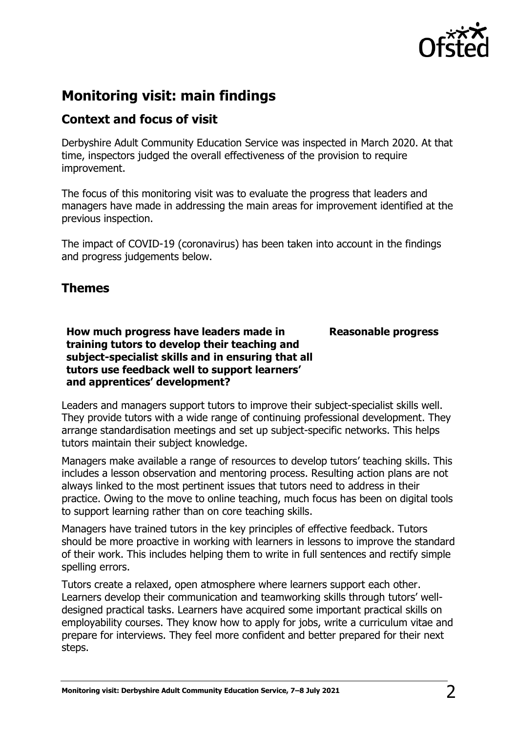## Monitoring visit: main findings

### Context and focus of visit

Derbyshire Adult Community Education Service was inspected in March 2020. At that time, inspectors judged the overall effectiveness of the provision to require improvement.

The focus of this monitoring visit was to evaluate the progress that leaders and managers have made in addressing the main areas for improvement identified at the previous inspection.

The impact of COVID-19 (coronavirus) has been taken into account in the findings and progress judgements below.

### Themes

| **How much progress have leaders made in training tutors to develop their teaching and subject-specialist skills and in ensuring that all tutors use feedback well to support learners' and apprentices' development?** | **Reasonable progress** |
|---|---|

Leaders and managers support tutors to improve their subject-specialist skills well. They provide tutors with a wide range of continuing professional development. They arrange standardisation meetings and set up subject-specific networks. This helps tutors maintain their subject knowledge.

Managers make available a range of resources to develop tutors' teaching skills. This includes a lesson observation and mentoring process. Resulting action plans are not always linked to the most pertinent issues that tutors need to address in their practice. Owing to the move to online teaching, much focus has been on digital tools to support learning rather than on core teaching skills.

Managers have trained tutors in the key principles of effective feedback. Tutors should be more proactive in working with learners in lessons to improve the standard of their work. This includes helping them to write in full sentences and rectify simple spelling errors.

Tutors create a relaxed, open atmosphere where learners support each other. Learners develop their communication and teamworking skills through tutors' well-designed practical tasks. Learners have acquired some important practical skills on employability courses. They know how to apply for jobs, write a curriculum vitae and prepare for interviews. They feel more confident and better prepared for their next steps.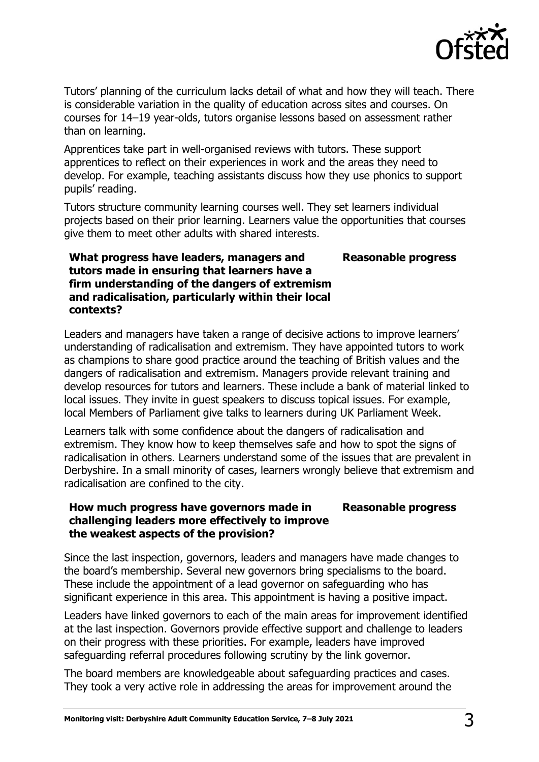Tutors' planning of the curriculum lacks detail of what and how they will teach. There is considerable variation in the quality of education across sites and courses. On courses for 14–19 year-olds, tutors organise lessons based on assessment rather than on learning.

Apprentices take part in well-organised reviews with tutors. These support apprentices to reflect on their experiences in work and the areas they need to develop. For example, teaching assistants discuss how they use phonics to support pupils' reading.

Tutors structure community learning courses well. They set learners individual projects based on their prior learning. Learners value the opportunities that courses give them to meet other adults with shared interests.

| **What progress have leaders, managers and tutors made in ensuring that learners have a firm understanding of the dangers of extremism and radicalisation, particularly within their local contexts?** | **Reasonable progress** |
| --- | --- |

Leaders and managers have taken a range of decisive actions to improve learners' understanding of radicalisation and extremism. They have appointed tutors to work as champions to share good practice around the teaching of British values and the dangers of radicalisation and extremism. Managers provide relevant training and develop resources for tutors and learners. These include a bank of material linked to local issues. They invite in guest speakers to discuss topical issues. For example, local Members of Parliament give talks to learners during UK Parliament Week.

Learners talk with some confidence about the dangers of radicalisation and extremism. They know how to keep themselves safe and how to spot the signs of radicalisation in others. Learners understand some of the issues that are prevalent in Derbyshire. In a small minority of cases, learners wrongly believe that extremism and radicalisation are confined to the city.

| **How much progress have governors made in challenging leaders more effectively to improve the weakest aspects of the provision?** | **Reasonable progress** |
| --- | --- |

Since the last inspection, governors, leaders and managers have made changes to the board's membership. Several new governors bring specialisms to the board. These include the appointment of a lead governor on safeguarding who has significant experience in this area. This appointment is having a positive impact.

Leaders have linked governors to each of the main areas for improvement identified at the last inspection. Governors provide effective support and challenge to leaders on their progress with these priorities. For example, leaders have improved safeguarding referral procedures following scrutiny by the link governor.

The board members are knowledgeable about safeguarding practices and cases. They took a very active role in addressing the areas for improvement around the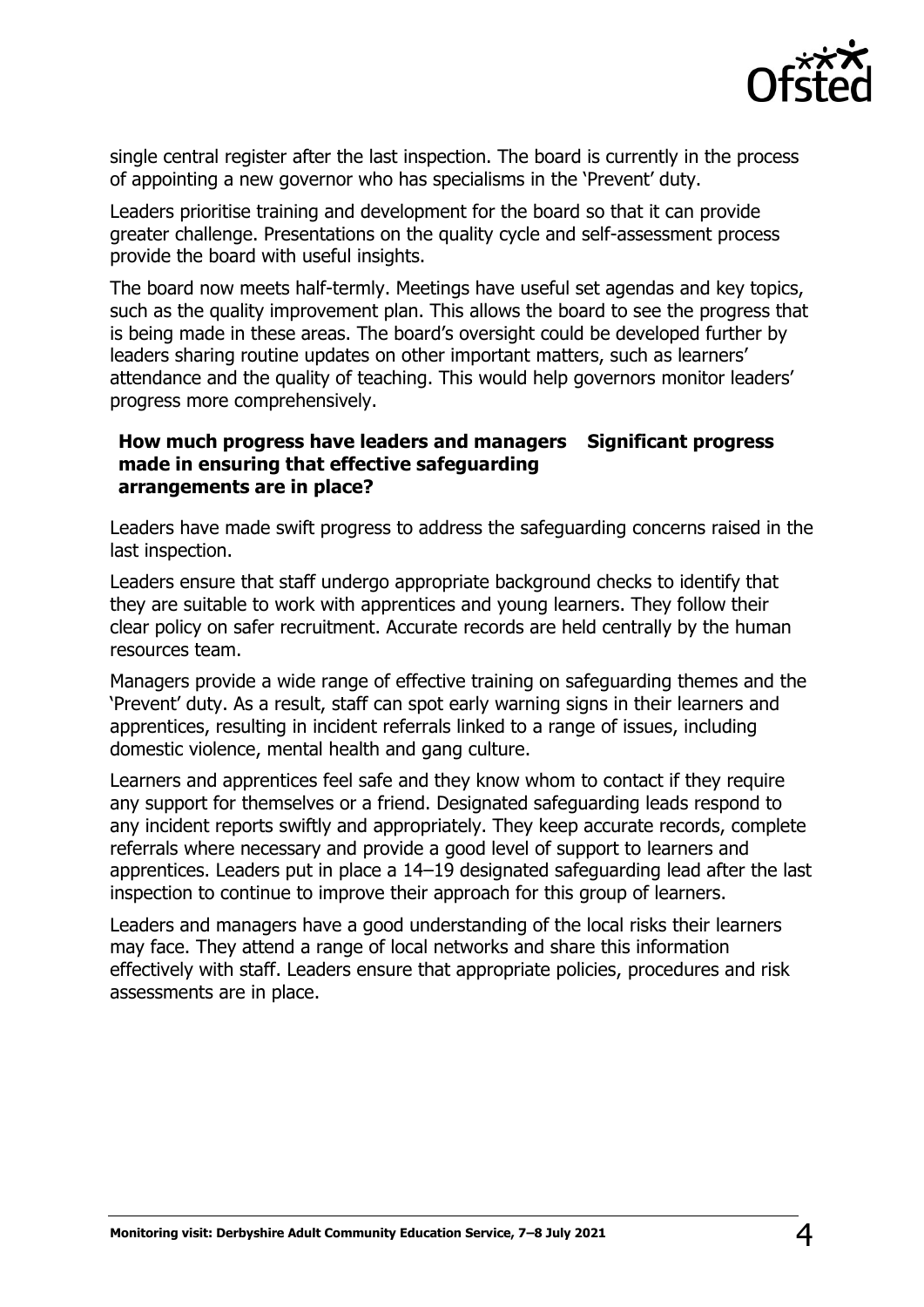single central register after the last inspection. The board is currently in the process of appointing a new governor who has specialisms in the 'Prevent' duty.

Leaders prioritise training and development for the board so that it can provide greater challenge. Presentations on the quality cycle and self-assessment process provide the board with useful insights.

The board now meets half-termly. Meetings have useful set agendas and key topics, such as the quality improvement plan. This allows the board to see the progress that is being made in these areas. The board's oversight could be developed further by leaders sharing routine updates on other important matters, such as learners' attendance and the quality of teaching. This would help governors monitor leaders' progress more comprehensively.

| **How much progress have leaders and managers made in ensuring that effective safeguarding arrangements are in place?** | **Significant progress** |
|---|---|

Leaders have made swift progress to address the safeguarding concerns raised in the last inspection.

Leaders ensure that staff undergo appropriate background checks to identify that they are suitable to work with apprentices and young learners. They follow their clear policy on safer recruitment. Accurate records are held centrally by the human resources team.

Managers provide a wide range of effective training on safeguarding themes and the 'Prevent' duty. As a result, staff can spot early warning signs in their learners and apprentices, resulting in incident referrals linked to a range of issues, including domestic violence, mental health and gang culture.

Learners and apprentices feel safe and they know whom to contact if they require any support for themselves or a friend. Designated safeguarding leads respond to any incident reports swiftly and appropriately. They keep accurate records, complete referrals where necessary and provide a good level of support to learners and apprentices. Leaders put in place a 14–19 designated safeguarding lead after the last inspection to continue to improve their approach for this group of learners.

Leaders and managers have a good understanding of the local risks their learners may face. They attend a range of local networks and share this information effectively with staff. Leaders ensure that appropriate policies, procedures and risk assessments are in place.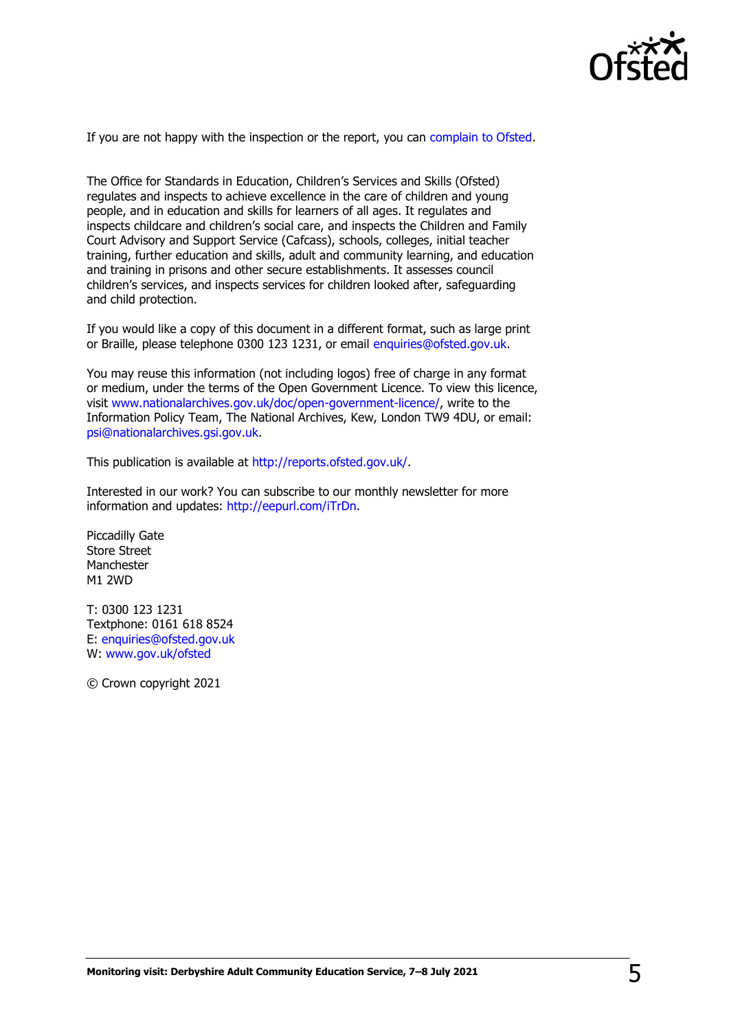If you are not happy with the inspection or the report, you can complain to Ofsted.

The Office for Standards in Education, Children's Services and Skills (Ofsted) regulates and inspects to achieve excellence in the care of children and young people, and in education and skills for learners of all ages. It regulates and inspects childcare and children's social care, and inspects the Children and Family Court Advisory and Support Service (Cafcass), schools, colleges, initial teacher training, further education and skills, adult and community learning, and education and training in prisons and other secure establishments. It assesses council children's services, and inspects services for children looked after, safeguarding and child protection.

If you would like a copy of this document in a different format, such as large print or Braille, please telephone 0300 123 1231, or email enquiries@ofsted.gov.uk.

You may reuse this information (not including logos) free of charge in any format or medium, under the terms of the Open Government Licence. To view this licence, visit www.nationalarchives.gov.uk/doc/open-government-licence/, write to the Information Policy Team, The National Archives, Kew, London TW9 4DU, or email: psi@nationalarchives.gsi.gov.uk.

This publication is available at http://reports.ofsted.gov.uk/.

Interested in our work? You can subscribe to our monthly newsletter for more information and updates: http://eepurl.com/iTrDn.

Piccadilly Gate
Store Street
Manchester
M1 2WD

T: 0300 123 1231
Textphone: 0161 618 8524
E: enquiries@ofsted.gov.uk
W: www.gov.uk/ofsted

© Crown copyright 2021